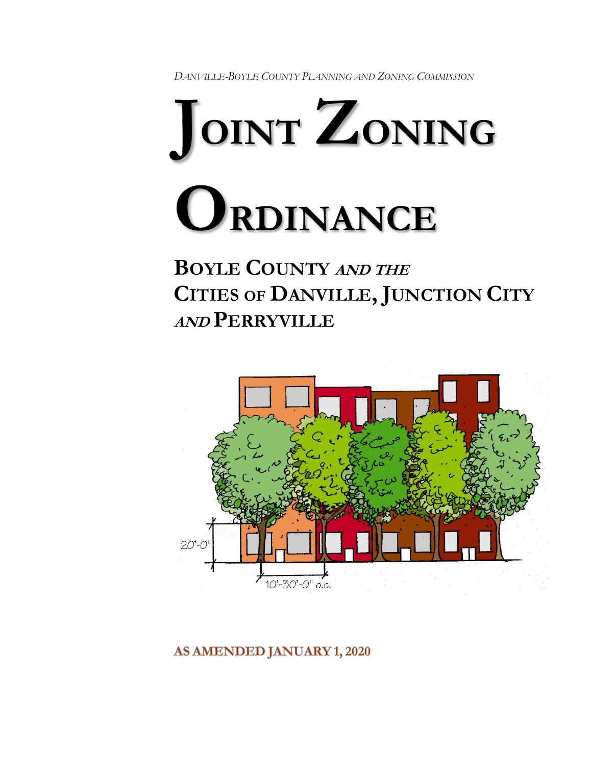*DANVILLE-BOYLE COUNTY PLANNING AND ZONING COMMISSION*

# JOINT ZONING ORDINANCE

## BOYLE COUNTY *AND THE* CITIES OF DANVILLE, JUNCTION CITY *AND* PERRYVILLE

**AS AMENDED JANUARY 1, 2020**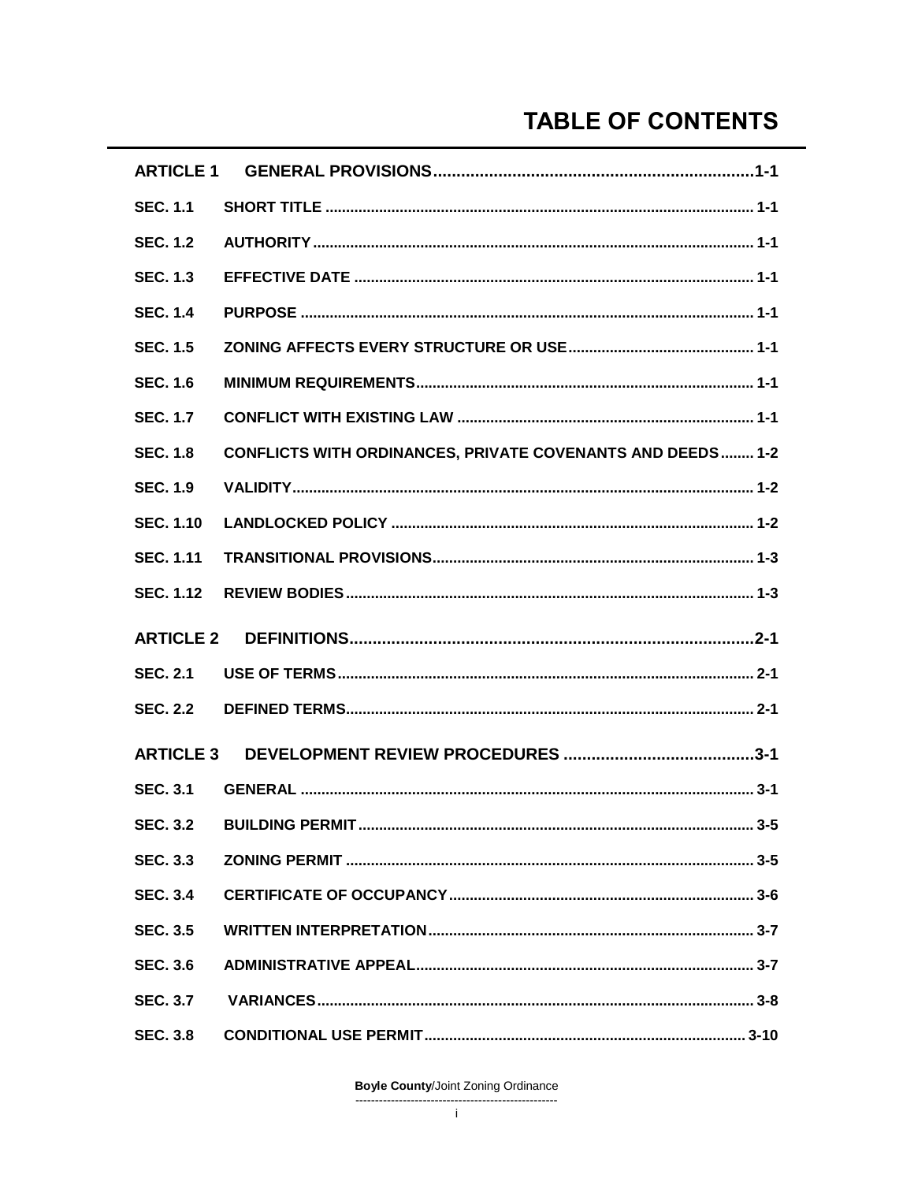# TABLE OF CONTENTS

| | | |
|---|---|---|
| **ARTICLE 1** | **GENERAL PROVISIONS** | **1-1** |
| **SEC. 1.1** | **SHORT TITLE** | **1-1** |
| **SEC. 1.2** | **AUTHORITY** | **1-1** |
| **SEC. 1.3** | **EFFECTIVE DATE** | **1-1** |
| **SEC. 1.4** | **PURPOSE** | **1-1** |
| **SEC. 1.5** | **ZONING AFFECTS EVERY STRUCTURE OR USE** | **1-1** |
| **SEC. 1.6** | **MINIMUM REQUIREMENTS** | **1-1** |
| **SEC. 1.7** | **CONFLICT WITH EXISTING LAW** | **1-1** |
| **SEC. 1.8** | **CONFLICTS WITH ORDINANCES, PRIVATE COVENANTS AND DEEDS** | **1-2** |
| **SEC. 1.9** | **VALIDITY** | **1-2** |
| **SEC. 1.10** | **LANDLOCKED POLICY** | **1-2** |
| **SEC. 1.11** | **TRANSITIONAL PROVISIONS** | **1-3** |
| **SEC. 1.12** | **REVIEW BODIES** | **1-3** |
| **ARTICLE 2** | **DEFINITIONS** | **2-1** |
| **SEC. 2.1** | **USE OF TERMS** | **2-1** |
| **SEC. 2.2** | **DEFINED TERMS** | **2-1** |
| **ARTICLE 3** | **DEVELOPMENT REVIEW PROCEDURES** | **3-1** |
| **SEC. 3.1** | **GENERAL** | **3-1** |
| **SEC. 3.2** | **BUILDING PERMIT** | **3-5** |
| **SEC. 3.3** | **ZONING PERMIT** | **3-5** |
| **SEC. 3.4** | **CERTIFICATE OF OCCUPANCY** | **3-6** |
| **SEC. 3.5** | **WRITTEN INTERPRETATION** | **3-7** |
| **SEC. 3.6** | **ADMINISTRATIVE APPEAL** | **3-7** |
| **SEC. 3.7** | **VARIANCES** | **3-8** |
| **SEC. 3.8** | **CONDITIONAL USE PERMIT** | **3-10** |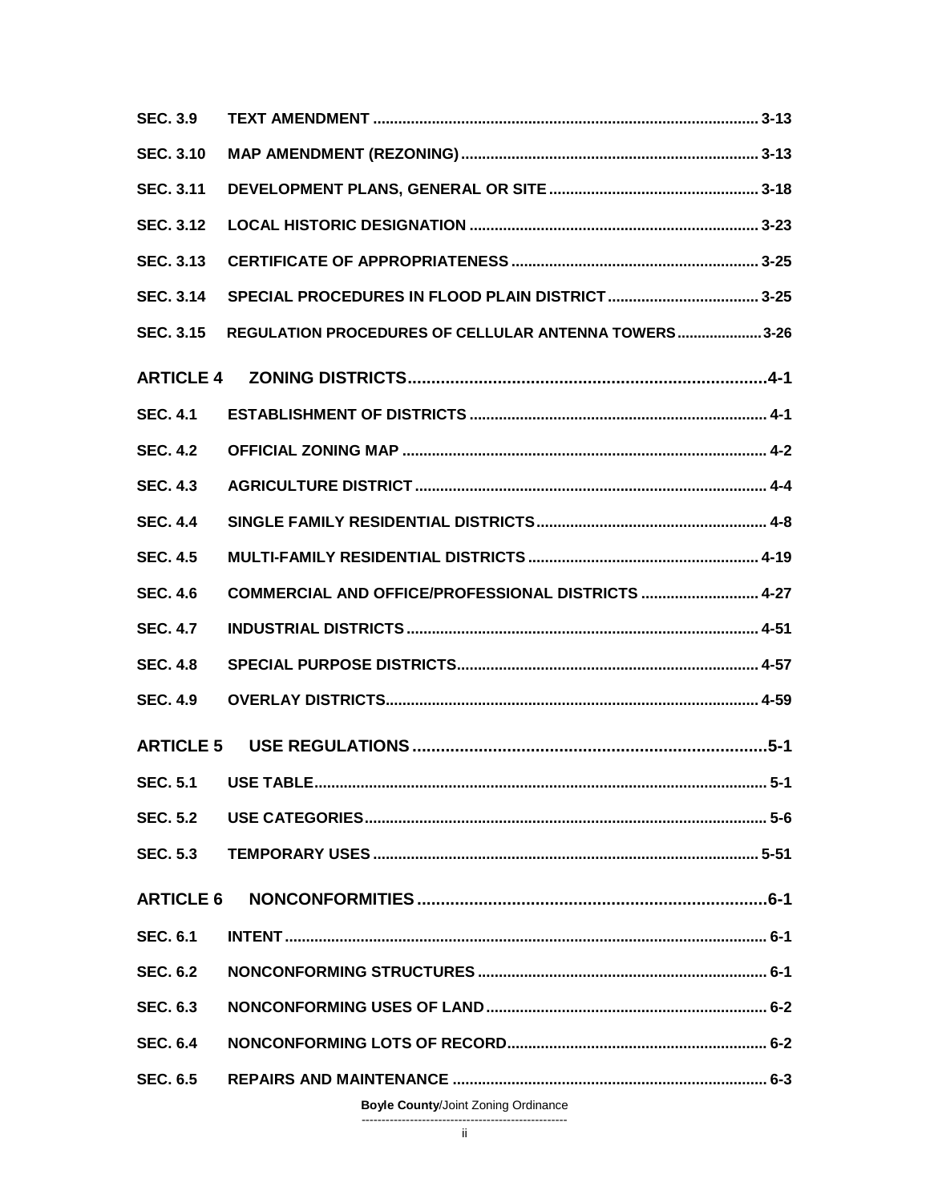| | | |
|---|---|---|
| **SEC. 3.9** | **TEXT AMENDMENT** | **3-13** |
| **SEC. 3.10** | **MAP AMENDMENT (REZONING)** | **3-13** |
| **SEC. 3.11** | **DEVELOPMENT PLANS, GENERAL OR SITE** | **3-18** |
| **SEC. 3.12** | **LOCAL HISTORIC DESIGNATION** | **3-23** |
| **SEC. 3.13** | **CERTIFICATE OF APPROPRIATENESS** | **3-25** |
| **SEC. 3.14** | **SPECIAL PROCEDURES IN FLOOD PLAIN DISTRICT** | **3-25** |
| **SEC. 3.15** | **REGULATION PROCEDURES OF CELLULAR ANTENNA TOWERS** | **3-26** |
| **ARTICLE 4** | **ZONING DISTRICTS** | **4-1** |
| **SEC. 4.1** | **ESTABLISHMENT OF DISTRICTS** | **4-1** |
| **SEC. 4.2** | **OFFICIAL ZONING MAP** | **4-2** |
| **SEC. 4.3** | **AGRICULTURE DISTRICT** | **4-4** |
| **SEC. 4.4** | **SINGLE FAMILY RESIDENTIAL DISTRICTS** | **4-8** |
| **SEC. 4.5** | **MULTI-FAMILY RESIDENTIAL DISTRICTS** | **4-19** |
| **SEC. 4.6** | **COMMERCIAL AND OFFICE/PROFESSIONAL DISTRICTS** | **4-27** |
| **SEC. 4.7** | **INDUSTRIAL DISTRICTS** | **4-51** |
| **SEC. 4.8** | **SPECIAL PURPOSE DISTRICTS** | **4-57** |
| **SEC. 4.9** | **OVERLAY DISTRICTS** | **4-59** |
| **ARTICLE 5** | **USE REGULATIONS** | **5-1** |
| **SEC. 5.1** | **USE TABLE** | **5-1** |
| **SEC. 5.2** | **USE CATEGORIES** | **5-6** |
| **SEC. 5.3** | **TEMPORARY USES** | **5-51** |
| **ARTICLE 6** | **NONCONFORMITIES** | **6-1** |
| **SEC. 6.1** | **INTENT** | **6-1** |
| **SEC. 6.2** | **NONCONFORMING STRUCTURES** | **6-1** |
| **SEC. 6.3** | **NONCONFORMING USES OF LAND** | **6-2** |
| **SEC. 6.4** | **NONCONFORMING LOTS OF RECORD** | **6-2** |
| **SEC. 6.5** | **REPAIRS AND MAINTENANCE** | **6-3** |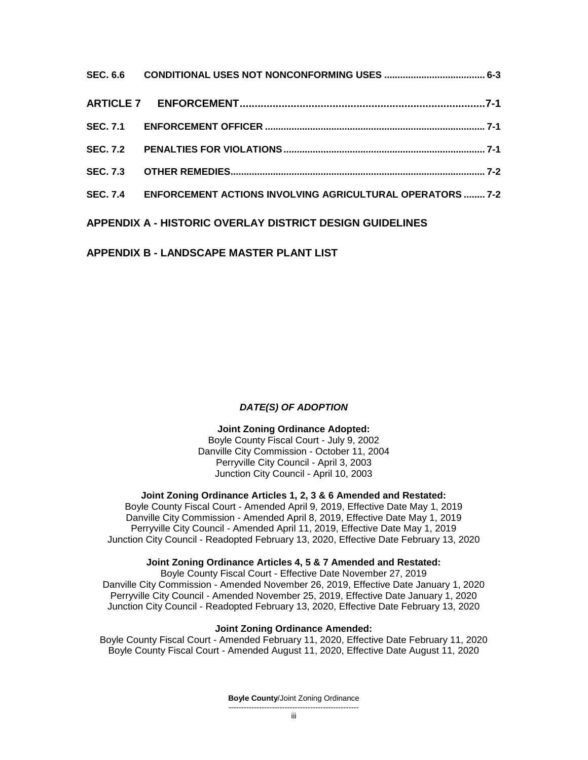| | | |
|---|---|---|
| **SEC. 6.6** | **CONDITIONAL USES NOT NONCONFORMING USES** | **6-3** |
| **ARTICLE 7** | **ENFORCEMENT** | **7-1** |
| **SEC. 7.1** | **ENFORCEMENT OFFICER** | **7-1** |
| **SEC. 7.2** | **PENALTIES FOR VIOLATIONS** | **7-1** |
| **SEC. 7.3** | **OTHER REMEDIES** | **7-2** |
| **SEC. 7.4** | **ENFORCEMENT ACTIONS INVOLVING AGRICULTURAL OPERATORS** | **7-2** |

**APPENDIX A - HISTORIC OVERLAY DISTRICT DESIGN GUIDELINES**

**APPENDIX B - LANDSCAPE MASTER PLANT LIST**

***DATE(S) OF ADOPTION***

**Joint Zoning Ordinance Adopted:**

Boyle County Fiscal Court - July 9, 2002
Danville City Commission - October 11, 2004
Perryville City Council - April 3, 2003
Junction City Council - April 10, 2003

**Joint Zoning Ordinance Articles 1, 2, 3 & 6 Amended and Restated:**

Boyle County Fiscal Court - Amended April 9, 2019, Effective Date May 1, 2019
Danville City Commission - Amended April 8, 2019, Effective Date May 1, 2019
Perryville City Council - Amended April 11, 2019, Effective Date May 1, 2019
Junction City Council - Readopted February 13, 2020, Effective Date February 13, 2020

**Joint Zoning Ordinance Articles 4, 5 & 7 Amended and Restated:**

Boyle County Fiscal Court - Effective Date November 27, 2019
Danville City Commission - Amended November 26, 2019, Effective Date January 1, 2020
Perryville City Council - Amended November 25, 2019, Effective Date January 1, 2020
Junction City Council - Readopted February 13, 2020, Effective Date February 13, 2020

**Joint Zoning Ordinance Amended:**

Boyle County Fiscal Court - Amended February 11, 2020, Effective Date February 11, 2020
Boyle County Fiscal Court - Amended August 11, 2020, Effective Date August 11, 2020